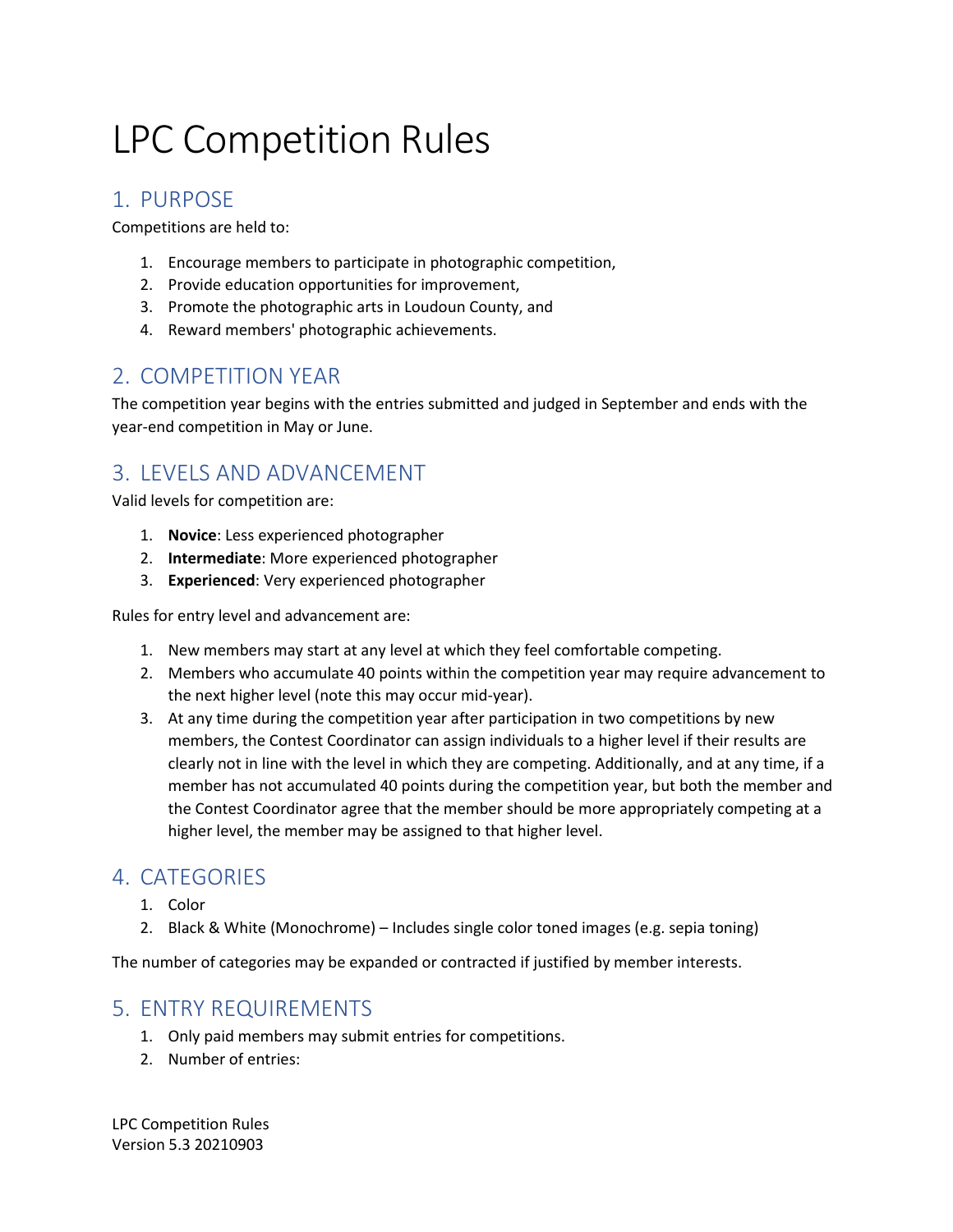# LPC Competition Rules

## 1. PURPOSE

Competitions are held to:

1. Encourage members to participate in photographic competition,
2. Provide education opportunities for improvement,
3. Promote the photographic arts in Loudoun County, and
4. Reward members' photographic achievements.

## 2. COMPETITION YEAR

The competition year begins with the entries submitted and judged in September and ends with the year-end competition in May or June.

## 3. LEVELS AND ADVANCEMENT

Valid levels for competition are:

1. **Novice**: Less experienced photographer
2. **Intermediate**: More experienced photographer
3. **Experienced**: Very experienced photographer

Rules for entry level and advancement are:

1. New members may start at any level at which they feel comfortable competing.
2. Members who accumulate 40 points within the competition year may require advancement to the next higher level (note this may occur mid-year).
3. At any time during the competition year after participation in two competitions by new members, the Contest Coordinator can assign individuals to a higher level if their results are clearly not in line with the level in which they are competing. Additionally, and at any time, if a member has not accumulated 40 points during the competition year, but both the member and the Contest Coordinator agree that the member should be more appropriately competing at a higher level, the member may be assigned to that higher level.

## 4. CATEGORIES

1. Color
2. Black & White (Monochrome) – Includes single color toned images (e.g. sepia toning)

The number of categories may be expanded or contracted if justified by member interests.

## 5. ENTRY REQUIREMENTS

1. Only paid members may submit entries for competitions.
2. Number of entries: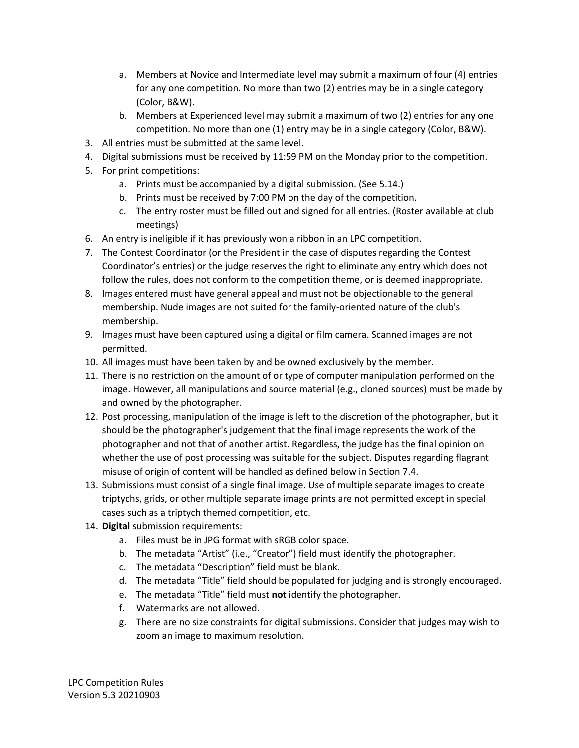a. Members at Novice and Intermediate level may submit a maximum of four (4) entries for any one competition. No more than two (2) entries may be in a single category (Color, B&W).
   b. Members at Experienced level may submit a maximum of two (2) entries for any one competition. No more than one (1) entry may be in a single category (Color, B&W).
3. All entries must be submitted at the same level.
4. Digital submissions must be received by 11:59 PM on the Monday prior to the competition.
5. For print competitions:
   a. Prints must be accompanied by a digital submission. (See 5.14.)
   b. Prints must be received by 7:00 PM on the day of the competition.
   c. The entry roster must be filled out and signed for all entries. (Roster available at club meetings)
6. An entry is ineligible if it has previously won a ribbon in an LPC competition.
7. The Contest Coordinator (or the President in the case of disputes regarding the Contest Coordinator's entries) or the judge reserves the right to eliminate any entry which does not follow the rules, does not conform to the competition theme, or is deemed inappropriate.
8. Images entered must have general appeal and must not be objectionable to the general membership. Nude images are not suited for the family-oriented nature of the club's membership.
9. Images must have been captured using a digital or film camera. Scanned images are not permitted.
10. All images must have been taken by and be owned exclusively by the member.
11. There is no restriction on the amount of or type of computer manipulation performed on the image. However, all manipulations and source material (e.g., cloned sources) must be made by and owned by the photographer.
12. Post processing, manipulation of the image is left to the discretion of the photographer, but it should be the photographer's judgement that the final image represents the work of the photographer and not that of another artist. Regardless, the judge has the final opinion on whether the use of post processing was suitable for the subject. Disputes regarding flagrant misuse of origin of content will be handled as defined below in Section 7.4.
13. Submissions must consist of a single final image. Use of multiple separate images to create triptychs, grids, or other multiple separate image prints are not permitted except in special cases such as a triptych themed competition, etc.
14. **Digital** submission requirements:
   a. Files must be in JPG format with sRGB color space.
   b. The metadata "Artist" (i.e., "Creator") field must identify the photographer.
   c. The metadata "Description" field must be blank.
   d. The metadata "Title" field should be populated for judging and is strongly encouraged.
   e. The metadata "Title" field must **not** identify the photographer.
   f. Watermarks are not allowed.
   g. There are no size constraints for digital submissions. Consider that judges may wish to zoom an image to maximum resolution.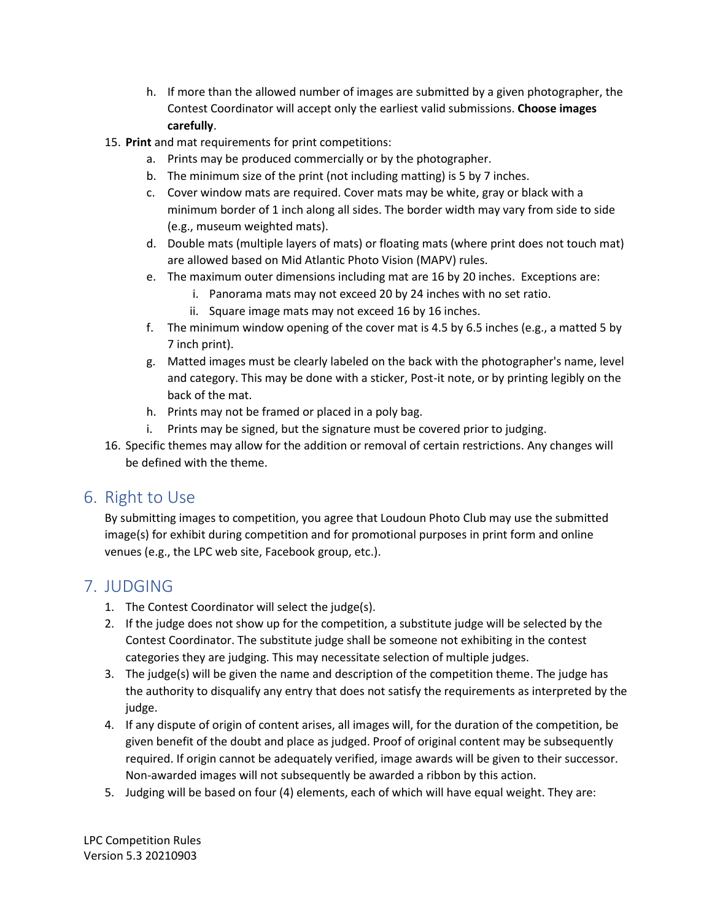h. If more than the allowed number of images are submitted by a given photographer, the Contest Coordinator will accept only the earliest valid submissions. **Choose images carefully**.

15. **Print** and mat requirements for print competitions:
    a. Prints may be produced commercially or by the photographer.
    b. The minimum size of the print (not including matting) is 5 by 7 inches.
    c. Cover window mats are required. Cover mats may be white, gray or black with a minimum border of 1 inch along all sides. The border width may vary from side to side (e.g., museum weighted mats).
    d. Double mats (multiple layers of mats) or floating mats (where print does not touch mat) are allowed based on Mid Atlantic Photo Vision (MAPV) rules.
    e. The maximum outer dimensions including mat are 16 by 20 inches. Exceptions are:
       i. Panorama mats may not exceed 20 by 24 inches with no set ratio.
       ii. Square image mats may not exceed 16 by 16 inches.
    f. The minimum window opening of the cover mat is 4.5 by 6.5 inches (e.g., a matted 5 by 7 inch print).
    g. Matted images must be clearly labeled on the back with the photographer's name, level and category. This may be done with a sticker, Post-it note, or by printing legibly on the back of the mat.
    h. Prints may not be framed or placed in a poly bag.
    i. Prints may be signed, but the signature must be covered prior to judging.
16. Specific themes may allow for the addition or removal of certain restrictions. Any changes will be defined with the theme.

## 6. Right to Use

By submitting images to competition, you agree that Loudoun Photo Club may use the submitted image(s) for exhibit during competition and for promotional purposes in print form and online venues (e.g., the LPC web site, Facebook group, etc.).

## 7. JUDGING

1. The Contest Coordinator will select the judge(s).
2. If the judge does not show up for the competition, a substitute judge will be selected by the Contest Coordinator. The substitute judge shall be someone not exhibiting in the contest categories they are judging. This may necessitate selection of multiple judges.
3. The judge(s) will be given the name and description of the competition theme. The judge has the authority to disqualify any entry that does not satisfy the requirements as interpreted by the judge.
4. If any dispute of origin of content arises, all images will, for the duration of the competition, be given benefit of the doubt and place as judged. Proof of original content may be subsequently required. If origin cannot be adequately verified, image awards will be given to their successor. Non-awarded images will not subsequently be awarded a ribbon by this action.
5. Judging will be based on four (4) elements, each of which will have equal weight. They are:

LPC Competition Rules
Version 5.3 20210903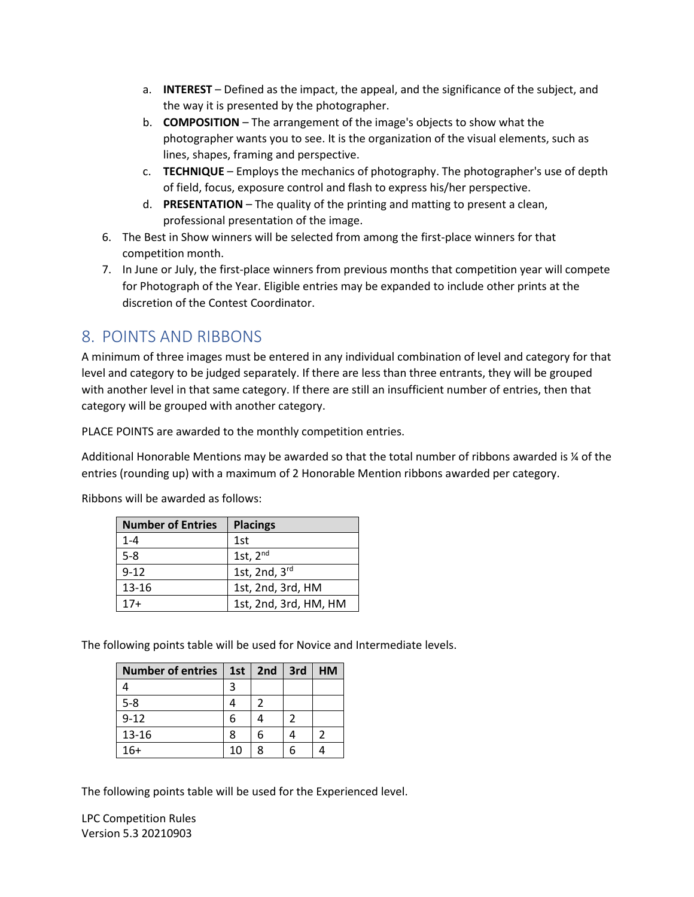a. **INTEREST** – Defined as the impact, the appeal, and the significance of the subject, and the way it is presented by the photographer.
   b. **COMPOSITION** – The arrangement of the image's objects to show what the photographer wants you to see. It is the organization of the visual elements, such as lines, shapes, framing and perspective.
   c. **TECHNIQUE** – Employs the mechanics of photography. The photographer's use of depth of field, focus, exposure control and flash to express his/her perspective.
   d. **PRESENTATION** – The quality of the printing and matting to present a clean, professional presentation of the image.
6. The Best in Show winners will be selected from among the first-place winners for that competition month.
7. In June or July, the first-place winners from previous months that competition year will compete for Photograph of the Year. Eligible entries may be expanded to include other prints at the discretion of the Contest Coordinator.

## 8. POINTS AND RIBBONS

A minimum of three images must be entered in any individual combination of level and category for that level and category to be judged separately. If there are less than three entrants, they will be grouped with another level in that same category. If there are still an insufficient number of entries, then that category will be grouped with another category.

PLACE POINTS are awarded to the monthly competition entries.

Additional Honorable Mentions may be awarded so that the total number of ribbons awarded is ¼ of the entries (rounding up) with a maximum of 2 Honorable Mention ribbons awarded per category.

Ribbons will be awarded as follows:

| Number of Entries | Placings |
|---|---|
| 1-4 | 1st |
| 5-8 | 1st, 2nd |
| 9-12 | 1st, 2nd, 3rd |
| 13-16 | 1st, 2nd, 3rd, HM |
| 17+ | 1st, 2nd, 3rd, HM, HM |

The following points table will be used for Novice and Intermediate levels.

| Number of entries | 1st | 2nd | 3rd | HM |
|---|---|---|---|---|
| 4 | 3 | | | |
| 5-8 | 4 | 2 | | |
| 9-12 | 6 | 4 | 2 | |
| 13-16 | 8 | 6 | 4 | 2 |
| 16+ | 10 | 8 | 6 | 4 |

The following points table will be used for the Experienced level.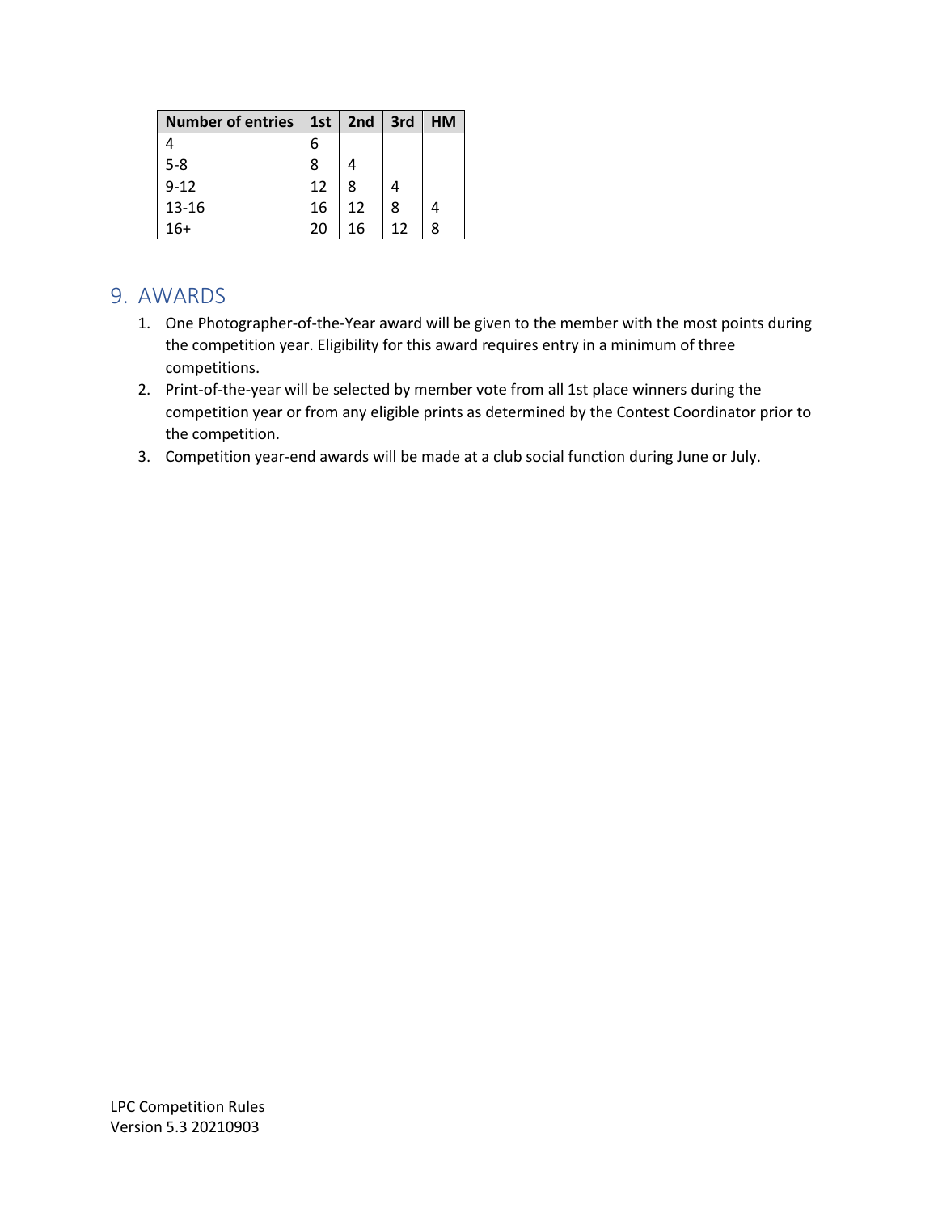| Number of entries | 1st | 2nd | 3rd | HM |
|---|---|---|---|---|
| 4 | 6 | | | |
| 5-8 | 8 | 4 | | |
| 9-12 | 12 | 8 | 4 | |
| 13-16 | 16 | 12 | 8 | 4 |
| 16+ | 20 | 16 | 12 | 8 |

## 9. AWARDS

1. One Photographer-of-the-Year award will be given to the member with the most points during the competition year. Eligibility for this award requires entry in a minimum of three competitions.
2. Print-of-the-year will be selected by member vote from all 1st place winners during the competition year or from any eligible prints as determined by the Contest Coordinator prior to the competition.
3. Competition year-end awards will be made at a club social function during June or July.